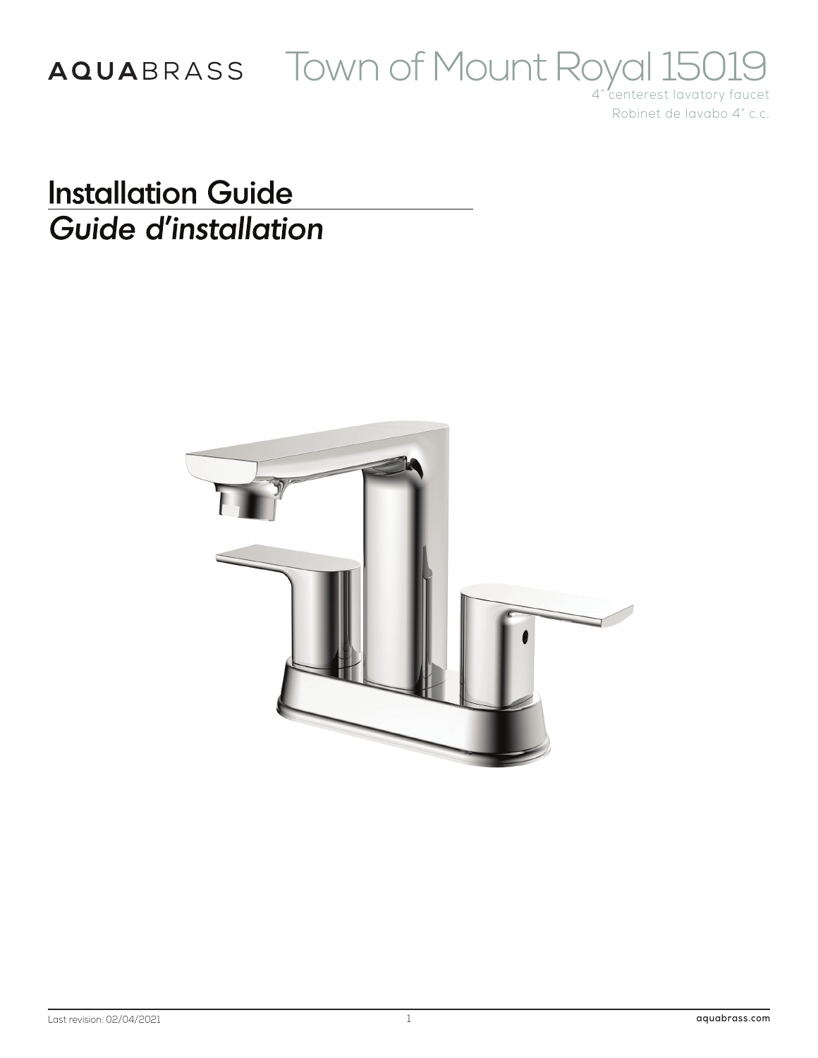AQUABRASS

# Town of Mount Royal 15019

4" centerest lavatory faucet

Robinet de lavabo 4" c.c.

## Installation Guide

## *Guide d'installation*

Last revision: 02/04/2021

aquabrass.com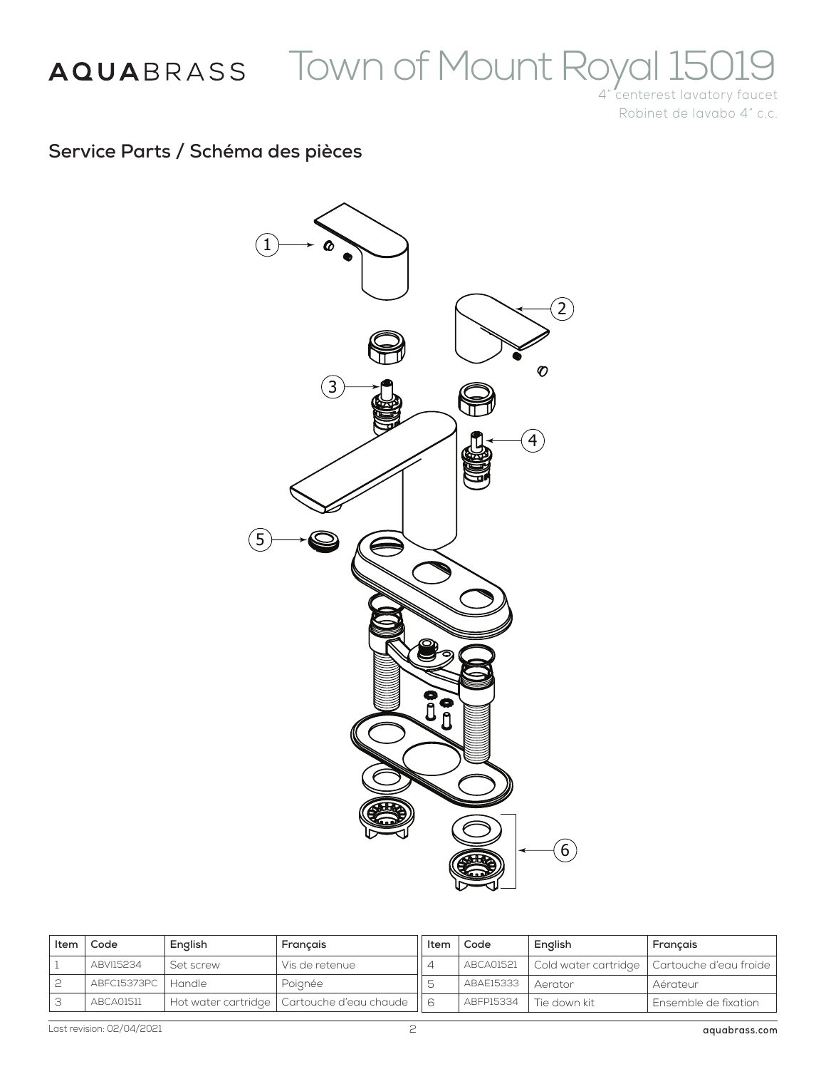# AQUABRASS Town of Mount Royal 15019

4" centerest lavatory faucet
Robinet de lavabo 4" c.c.

## Service Parts / Schéma des pièces

| Item | Code | English | Français |
|---|---|---|---|
| 1 | ABVI15234 | Set screw | Vis de retenue |
| 2 | ABFC15373PC | Handle | Poignée |
| 3 | ABCA01511 | Hot water cartridge | Cartouche d'eau chaude |
| 4 | ABCA01521 | Cold water cartridge | Cartouche d'eau froide |
| 5 | ABAE15333 | Aerator | Aérateur |
| 6 | ABFP15334 | Tie down kit | Ensemble de fixation |

Last revision: 02/04/2021

aquabrass.com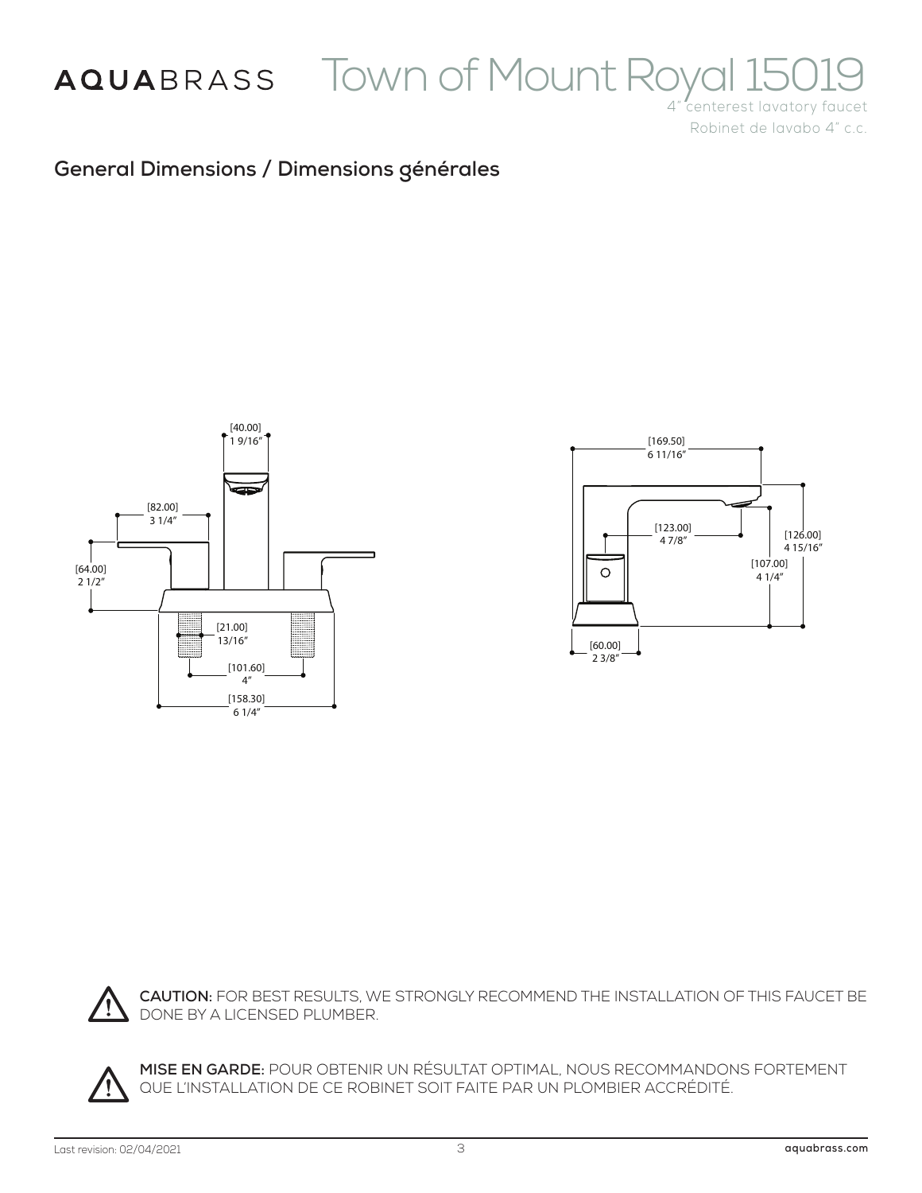# AQUABRASS Town of Mount Royal 15019

4" centerest lavatory faucet
Robinet de lavabo 4" c.c.

## General Dimensions / Dimensions générales

[40.00]
1 9/16"

[82.00]
3 1/4"

[64.00]
2 1/2"

[21.00]
13/16"

[101.60]
4"

[158.30]
6 1/4"

[169.50]
6 11/16"

[123.00]
4 7/8"

[126.00]
4 15/16"

[107.00]
4 1/4"

[60.00]
2 3/8"

**CAUTION:** FOR BEST RESULTS, WE STRONGLY RECOMMEND THE INSTALLATION OF THIS FAUCET BE DONE BY A LICENSED PLUMBER.

**MISE EN GARDE:** POUR OBTENIR UN RÉSULTAT OPTIMAL, NOUS RECOMMANDONS FORTEMENT QUE L'INSTALLATION DE CE ROBINET SOIT FAITE PAR UN PLOMBIER ACCRÉDITÉ.

Last revision: 02/04/2021 aquabrass.com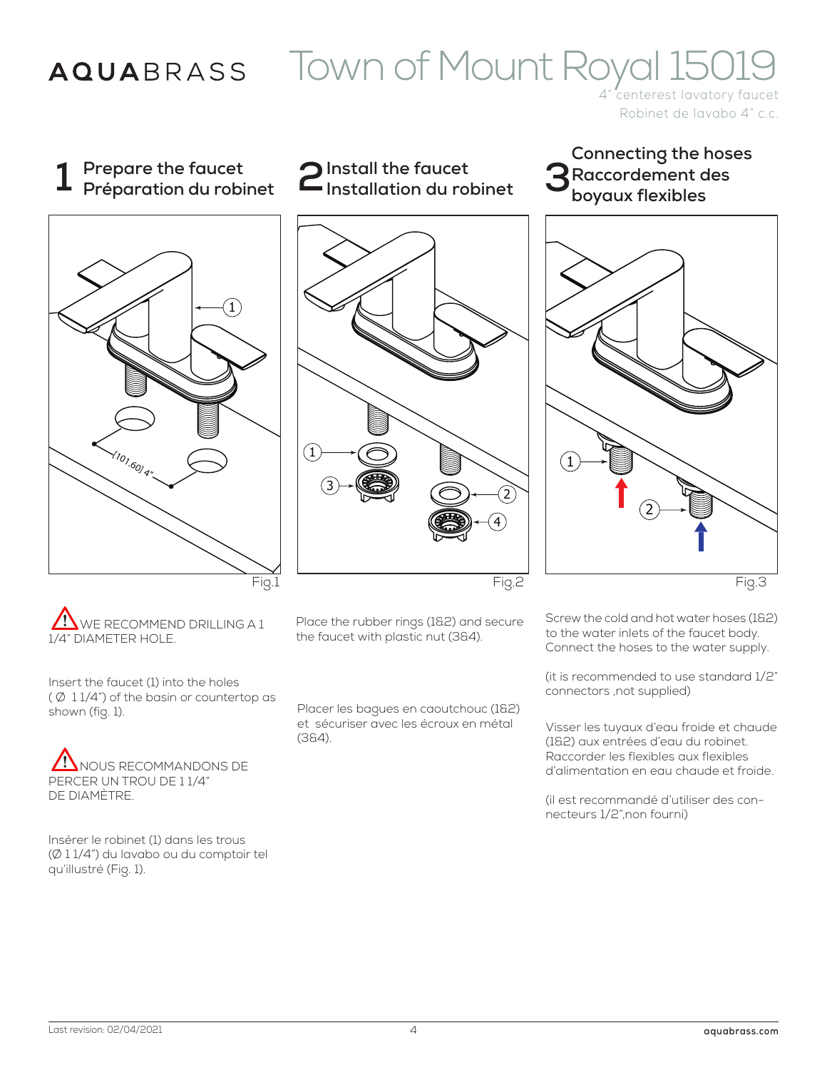# AQUABRASS Town of Mount Royal 15019

4" centerest lavatory faucet
Robinet de lavabo 4" c.c.

## 1 Prepare the faucet / Préparation du robinet

Fig.1

⚠ WE RECOMMEND DRILLING A 1 1/4" DIAMETER HOLE.

Insert the faucet (1) into the holes ( Ø 1 1/4") of the basin or countertop as shown (fig. 1).

⚠ NOUS RECOMMANDONS DE PERCER UN TROU DE 1 1/4" DE DIAMÈTRE.

Insérer le robinet (1) dans les trous (Ø 1 1/4") du lavabo ou du comptoir tel qu'illustré (Fig. 1).

## 2 Install the faucet / Installation du robinet

Fig.2

Place the rubber rings (1&2) and secure the faucet with plastic nut (3&4).

Placer les bagues en caoutchouc (1&2) et sécuriser avec les écroux en métal (3&4).

## 3 Connecting the hoses / Raccordement des boyaux flexibles

Fig.3

Screw the cold and hot water hoses (1&2) to the water inlets of the faucet body. Connect the hoses to the water supply.

(it is recommended to use standard 1/2" connectors ,not supplied)

Visser les tuyaux d'eau froide et chaude (1&2) aux entrées d'eau du robinet. Raccorder les flexibles aux flexibles d'alimentation en eau chaude et froide.

(il est recommandé d'utiliser des connecteurs 1/2",non fourni)

Last revision: 02/04/2021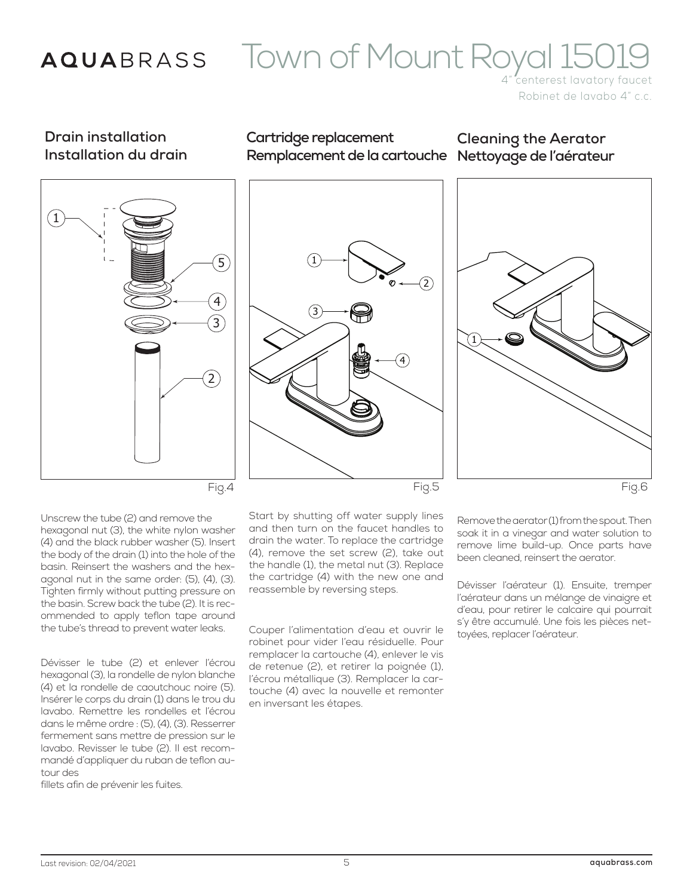# AQUABRASS Town of Mount Royal 15019

4" centerest lavatory faucet
Robinet de lavabo 4" c.c.

## Drain installation
## Installation du drain

Fig.4

Unscrew the tube (2) and remove the hexagonal nut (3), the white nylon washer (4) and the black rubber washer (5). Insert the body of the drain (1) into the hole of the basin. Reinsert the washers and the hexagonal nut in the same order: (5), (4), (3). Tighten firmly without putting pressure on the basin. Screw back the tube (2). It is recommended to apply teflon tape around the tube's thread to prevent water leaks.

Dévisser le tube (2) et enlever l'écrou hexagonal (3), la rondelle de nylon blanche (4) et la rondelle de caoutchouc noire (5). Insérer le corps du drain (1) dans le trou du lavabo. Remettre les rondelles et l'écrou dans le même ordre : (5), (4), (3). Resserrer fermement sans mettre de pression sur le lavabo. Revisser le tube (2). Il est recommandé d'appliquer du ruban de teflon autour des
fillets afin de prévenir les fuites.

## Cartridge replacement
## Remplacement de la cartouche

Fig.5

Start by shutting off water supply lines and then turn on the faucet handles to drain the water. To replace the cartridge (4), remove the set screw (2), take out the handle (1), the metal nut (3). Replace the cartridge (4) with the new one and reassemble by reversing steps.

Couper l'alimentation d'eau et ouvrir le robinet pour vider l'eau résiduelle. Pour remplacer la cartouche (4), enlever le vis de retenue (2), et retirer la poignée (1), l'écrou métallique (3). Remplacer la cartouche (4) avec la nouvelle et remonter en inversant les étapes.

## Cleaning the Aerator
## Nettoyage de l'aérateur

Fig.6

Remove the aerator (1) from the spout. Then soak it in a vinegar and water solution to remove lime build-up. Once parts have been cleaned, reinsert the aerator.

Dévisser l'aérateur (1). Ensuite, tremper l'aérateur dans un mélange de vinaigre et d'eau, pour retirer le calcaire qui pourrait s'y être accumulé. Une fois les pièces nettoyées, replacer l'aérateur.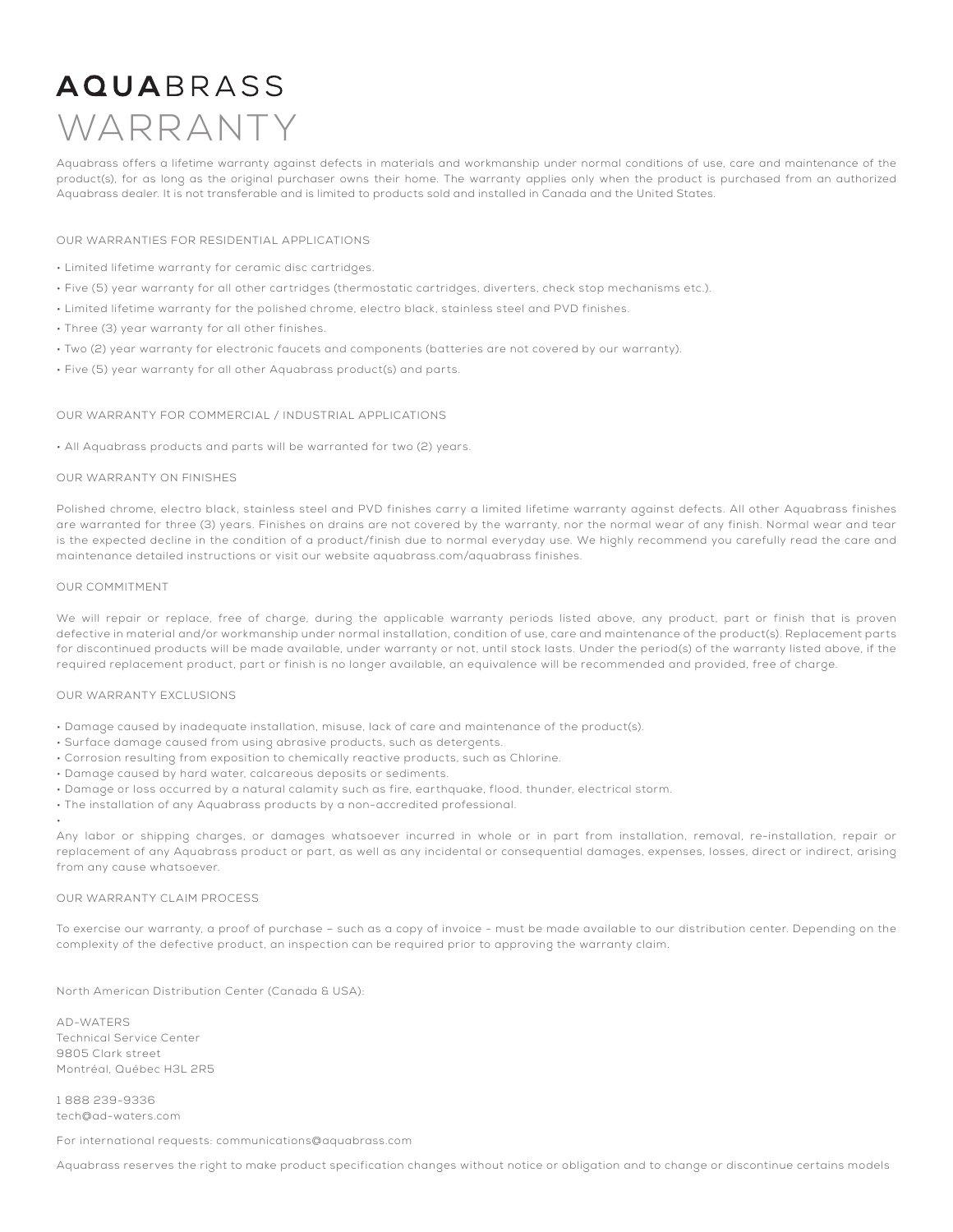# AQUABRASS WARRANTY

Aquabrass offers a lifetime warranty against defects in materials and workmanship under normal conditions of use, care and maintenance of the product(s), for as long as the original purchaser owns their home. The warranty applies only when the product is purchased from an authorized Aquabrass dealer. It is not transferable and is limited to products sold and installed in Canada and the United States.

## OUR WARRANTIES FOR RESIDENTIAL APPLICATIONS

- Limited lifetime warranty for ceramic disc cartridges.
- Five (5) year warranty for all other cartridges (thermostatic cartridges, diverters, check stop mechanisms etc.).
- Limited lifetime warranty for the polished chrome, electro black, stainless steel and PVD finishes.
- Three (3) year warranty for all other finishes.
- Two (2) year warranty for electronic faucets and components (batteries are not covered by our warranty).
- Five (5) year warranty for all other Aquabrass product(s) and parts.

## OUR WARRANTY FOR COMMERCIAL / INDUSTRIAL APPLICATIONS

- All Aquabrass products and parts will be warranted for two (2) years.

## OUR WARRANTY ON FINISHES

Polished chrome, electro black, stainless steel and PVD finishes carry a limited lifetime warranty against defects. All other Aquabrass finishes are warranted for three (3) years. Finishes on drains are not covered by the warranty, nor the normal wear of any finish. Normal wear and tear is the expected decline in the condition of a product/finish due to normal everyday use. We highly recommend you carefully read the care and maintenance detailed instructions or visit our website aquabrass.com/aquabrass finishes.

## OUR COMMITMENT

We will repair or replace, free of charge, during the applicable warranty periods listed above, any product, part or finish that is proven defective in material and/or workmanship under normal installation, condition of use, care and maintenance of the product(s). Replacement parts for discontinued products will be made available, under warranty or not, until stock lasts. Under the period(s) of the warranty listed above, if the required replacement product, part or finish is no longer available, an equivalence will be recommended and provided, free of charge.

## OUR WARRANTY EXCLUSIONS

- Damage caused by inadequate installation, misuse, lack of care and maintenance of the product(s).
- Surface damage caused from using abrasive products, such as detergents.
- Corrosion resulting from exposition to chemically reactive products, such as Chlorine.
- Damage caused by hard water, calcareous deposits or sediments.
- Damage or loss occurred by a natural calamity such as fire, earthquake, flood, thunder, electrical storm.
- The installation of any Aquabrass products by a non-accredited professional.
- 

Any labor or shipping charges, or damages whatsoever incurred in whole or in part from installation, removal, re-installation, repair or replacement of any Aquabrass product or part, as well as any incidental or consequential damages, expenses, losses, direct or indirect, arising from any cause whatsoever.

## OUR WARRANTY CLAIM PROCESS

To exercise our warranty, a proof of purchase – such as a copy of invoice - must be made available to our distribution center. Depending on the complexity of the defective product, an inspection can be required prior to approving the warranty claim.

North American Distribution Center (Canada & USA):

AD-WATERS
Technical Service Center
9805 Clark street
Montréal, Québec H3L 2R5

1 888 239-9336
tech@ad-waters.com

For international requests: communications@aquabrass.com

Aquabrass reserves the right to make product specification changes without notice or obligation and to change or discontinue certains models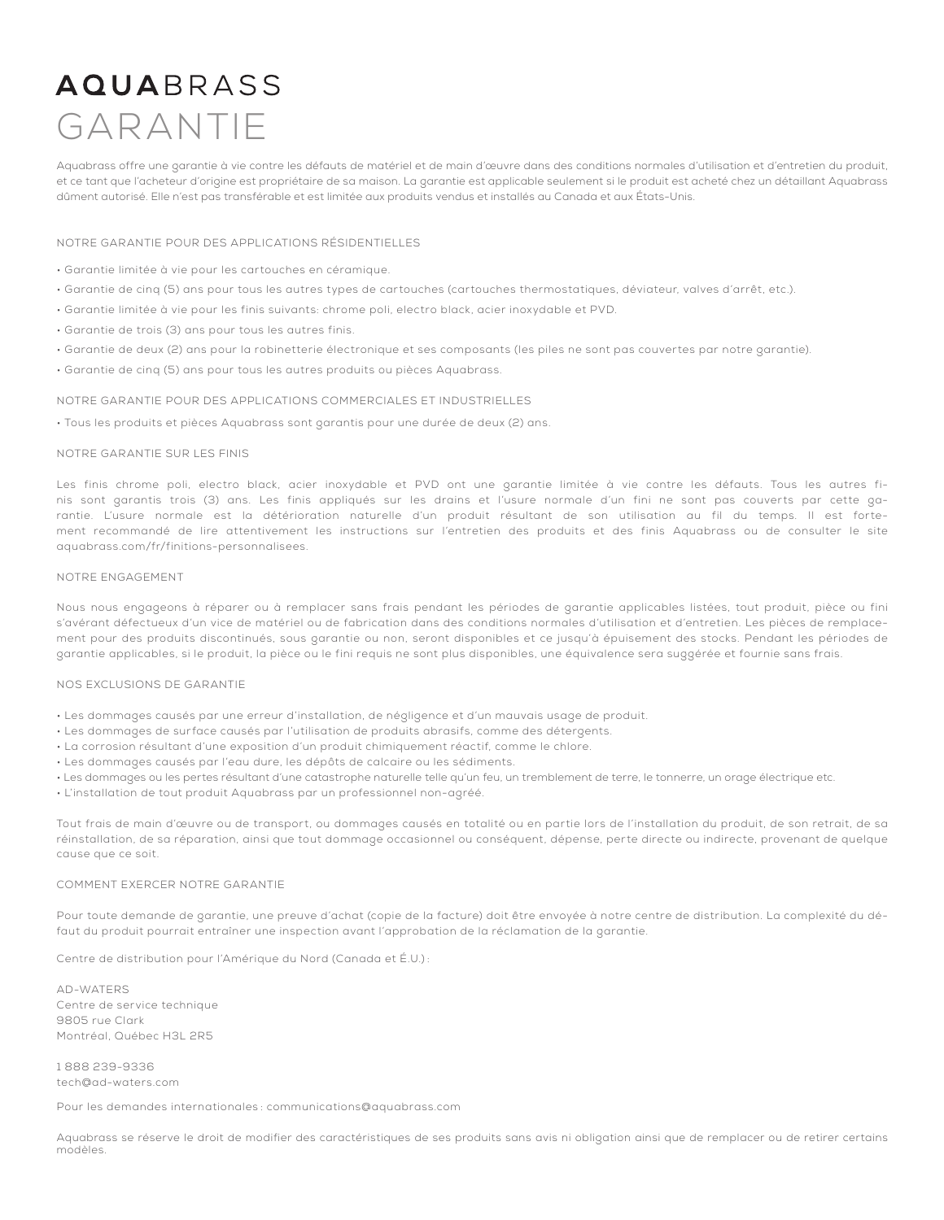# AQUABRASS
# GARANTIE

Aquabrass offre une garantie à vie contre les défauts de matériel et de main d'œuvre dans des conditions normales d'utilisation et d'entretien du produit, et ce tant que l'acheteur d'origine est propriétaire de sa maison. La garantie est applicable seulement si le produit est acheté chez un détaillant Aquabrass dûment autorisé. Elle n'est pas transférable et est limitée aux produits vendus et installés au Canada et aux États-Unis.

## NOTRE GARANTIE POUR DES APPLICATIONS RÉSIDENTIELLES

- Garantie limitée à vie pour les cartouches en céramique.
- Garantie de cinq (5) ans pour tous les autres types de cartouches (cartouches thermostatiques, déviateur, valves d'arrêt, etc.).
- Garantie limitée à vie pour les finis suivants: chrome poli, electro black, acier inoxydable et PVD.
- Garantie de trois (3) ans pour tous les autres finis.
- Garantie de deux (2) ans pour la robinetterie électronique et ses composants (les piles ne sont pas couvertes par notre garantie).
- Garantie de cinq (5) ans pour tous les autres produits ou pièces Aquabrass.

## NOTRE GARANTIE POUR DES APPLICATIONS COMMERCIALES ET INDUSTRIELLES

- Tous les produits et pièces Aquabrass sont garantis pour une durée de deux (2) ans.

## NOTRE GARANTIE SUR LES FINIS

Les finis chrome poli, electro black, acier inoxydable et PVD ont une garantie limitée à vie contre les défauts. Tous les autres finis sont garantis trois (3) ans. Les finis appliqués sur les drains et l'usure normale d'un fini ne sont pas couverts par cette garantie. L'usure normale est la détérioration naturelle d'un produit résultant de son utilisation au fil du temps. Il est fortement recommandé de lire attentivement les instructions sur l'entretien des produits et des finis Aquabrass ou de consulter le site aquabrass.com/fr/finitions-personnalisees.

## NOTRE ENGAGEMENT

Nous nous engageons à réparer ou à remplacer sans frais pendant les périodes de garantie applicables listées, tout produit, pièce ou fini s'avérant défectueux d'un vice de matériel ou de fabrication dans des conditions normales d'utilisation et d'entretien. Les pièces de remplacement pour des produits discontinués, sous garantie ou non, seront disponibles et ce jusqu'à épuisement des stocks. Pendant les périodes de garantie applicables, si le produit, la pièce ou le fini requis ne sont plus disponibles, une équivalence sera suggérée et fournie sans frais.

## NOS EXCLUSIONS DE GARANTIE

- Les dommages causés par une erreur d'installation, de négligence et d'un mauvais usage de produit.
- Les dommages de surface causés par l'utilisation de produits abrasifs, comme des détergents.
- La corrosion résultant d'une exposition d'un produit chimiquement réactif, comme le chlore.
- Les dommages causés par l'eau dure, les dépôts de calcaire ou les sédiments.
- Les dommages ou les pertes résultant d'une catastrophe naturelle telle qu'un feu, un tremblement de terre, le tonnerre, un orage électrique etc.
- L'installation de tout produit Aquabrass par un professionnel non-agréé.

Tout frais de main d'œuvre ou de transport, ou dommages causés en totalité ou en partie lors de l'installation du produit, de son retrait, de sa réinstallation, de sa réparation, ainsi que tout dommage occasionnel ou conséquent, dépense, perte directe ou indirecte, provenant de quelque cause que ce soit.

## COMMENT EXERCER NOTRE GARANTIE

Pour toute demande de garantie, une preuve d'achat (copie de la facture) doit être envoyée à notre centre de distribution. La complexité du défaut du produit pourrait entraîner une inspection avant l'approbation de la réclamation de la garantie.

Centre de distribution pour l'Amérique du Nord (Canada et É.U.) :

AD-WATERS
Centre de service technique
9805 rue Clark
Montréal, Québec H3L 2R5

1 888 239-9336
tech@ad-waters.com

Pour les demandes internationales : communications@aquabrass.com

Aquabrass se réserve le droit de modifier des caractéristiques de ses produits sans avis ni obligation ainsi que de remplacer ou de retirer certains modèles.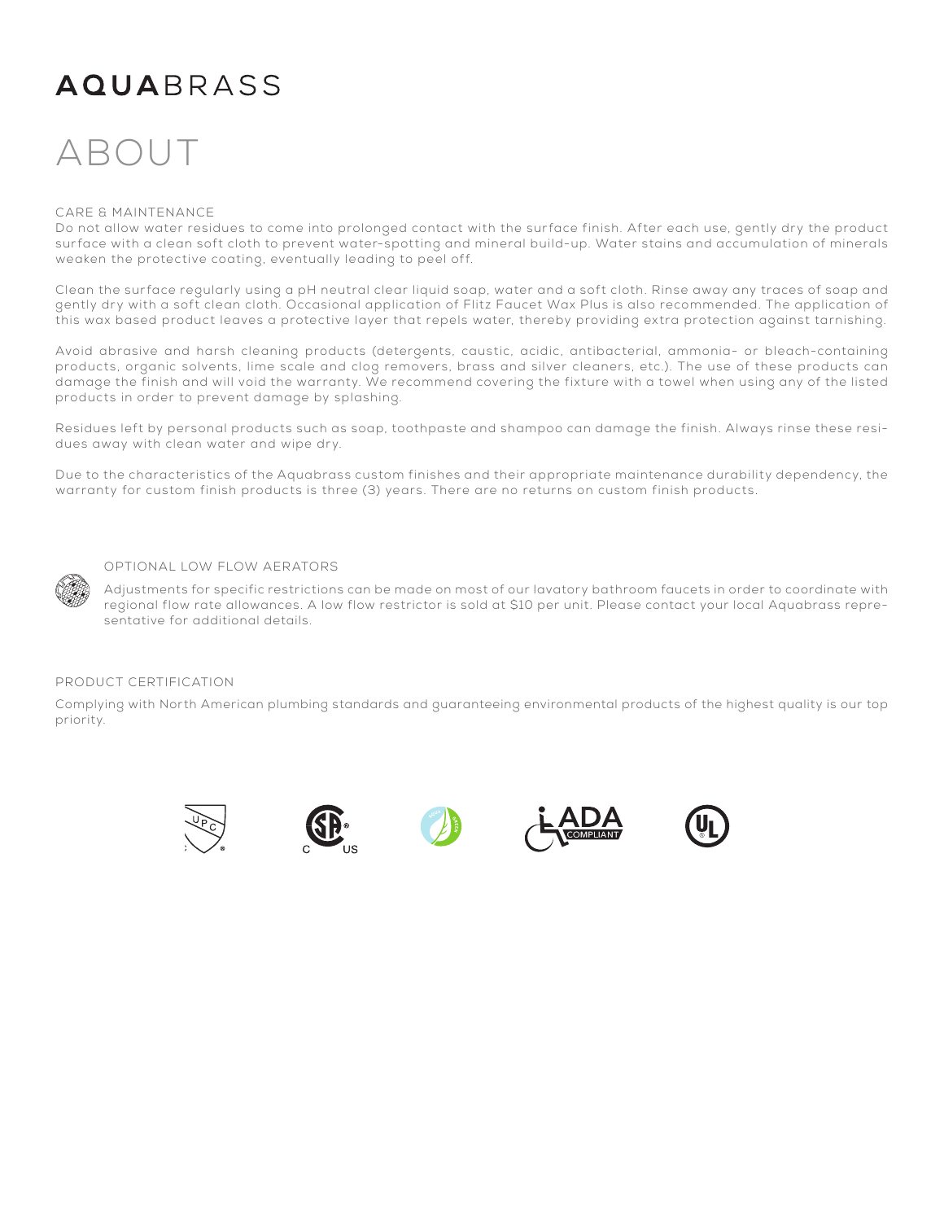# AQUABRASS

# ABOUT

## CARE & MAINTENANCE

Do not allow water residues to come into prolonged contact with the surface finish. After each use, gently dry the product surface with a clean soft cloth to prevent water-spotting and mineral build-up. Water stains and accumulation of minerals weaken the protective coating, eventually leading to peel off.

Clean the surface regularly using a pH neutral clear liquid soap, water and a soft cloth. Rinse away any traces of soap and gently dry with a soft clean cloth. Occasional application of Flitz Faucet Wax Plus is also recommended. The application of this wax based product leaves a protective layer that repels water, thereby providing extra protection against tarnishing.

Avoid abrasive and harsh cleaning products (detergents, caustic, acidic, antibacterial, ammonia- or bleach-containing products, organic solvents, lime scale and clog removers, brass and silver cleaners, etc.). The use of these products can damage the finish and will void the warranty. We recommend covering the fixture with a towel when using any of the listed products in order to prevent damage by splashing.

Residues left by personal products such as soap, toothpaste and shampoo can damage the finish. Always rinse these residues away with clean water and wipe dry.

Due to the characteristics of the Aquabrass custom finishes and their appropriate maintenance durability dependency, the warranty for custom finish products is three (3) years. There are no returns on custom finish products.

## OPTIONAL LOW FLOW AERATORS

Adjustments for specific restrictions can be made on most of our lavatory bathroom faucets in order to coordinate with regional flow rate allowances. A low flow restrictor is sold at $10 per unit. Please contact your local Aquabrass representative for additional details.

## PRODUCT CERTIFICATION

Complying with North American plumbing standards and guaranteeing environmental products of the highest quality is our top priority.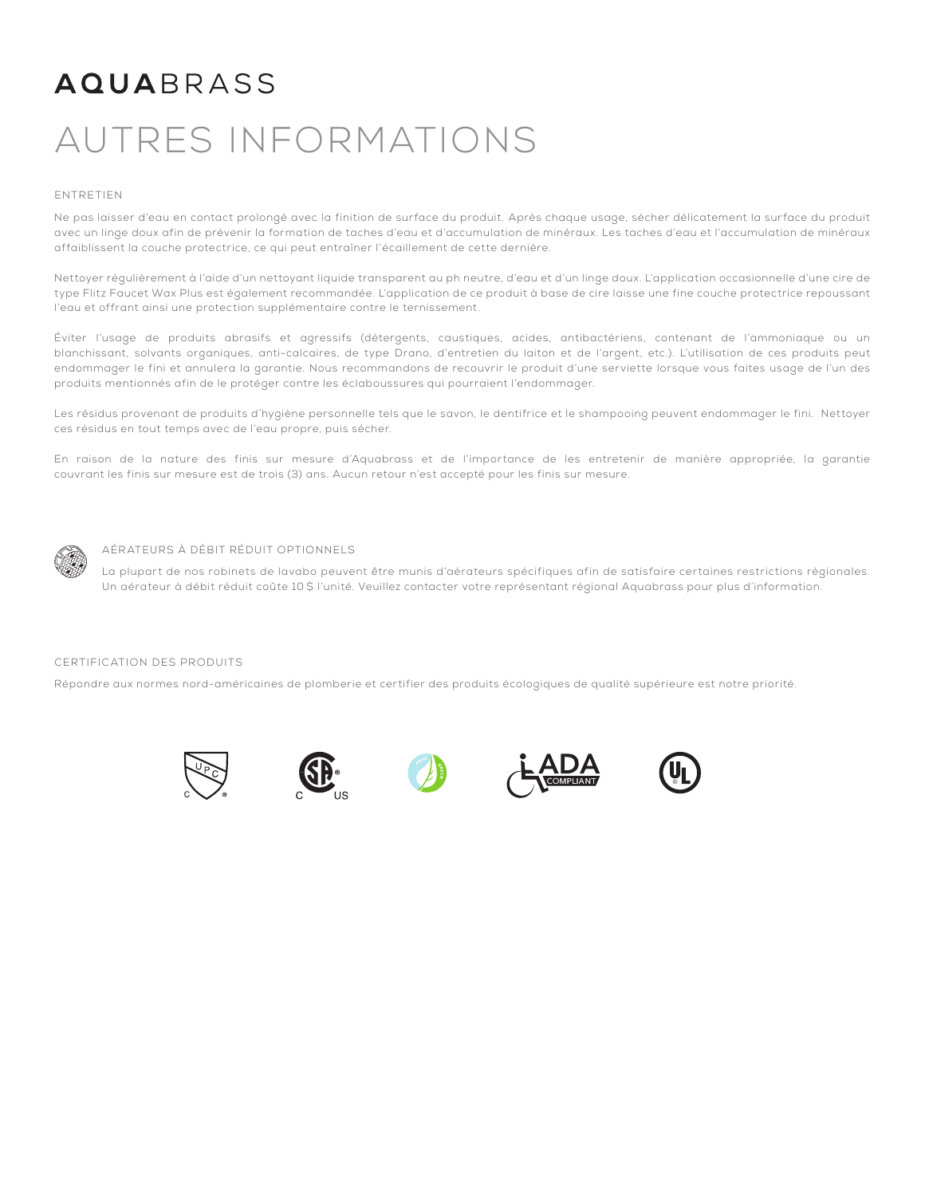# AQUABRASS

# AUTRES INFORMATIONS

## ENTRETIEN

Ne pas laisser d'eau en contact prolongé avec la finition de surface du produit. Après chaque usage, sécher délicatement la surface du produit avec un linge doux afin de prévenir la formation de taches d'eau et d'accumulation de minéraux. Les taches d'eau et l'accumulation de minéraux affaiblissent la couche protectrice, ce qui peut entraîner l'écaillement de cette dernière.

Nettoyer régulièrement à l'aide d'un nettoyant liquide transparent au ph neutre, d'eau et d'un linge doux. L'application occasionnelle d'une cire de type Flitz Faucet Wax Plus est également recommandée. L'application de ce produit à base de cire laisse une fine couche protectrice repoussant l'eau et offrant ainsi une protection supplémentaire contre le ternissement.

Éviter l'usage de produits abrasifs et agressifs (détergents, caustiques, acides, antibactériens, contenant de l'ammoniaque ou un blanchissant, solvants organiques, anti-calcaires, de type Drano, d'entretien du laiton et de l'argent, etc.). L'utilisation de ces produits peut endommager le fini et annulera la garantie. Nous recommandons de recouvrir le produit d'une serviette lorsque vous faites usage de l'un des produits mentionnés afin de le protéger contre les éclaboussures qui pourraient l'endommager.

Les résidus provenant de produits d'hygiène personnelle tels que le savon, le dentifrice et le shampooing peuvent endommager le fini. Nettoyer ces résidus en tout temps avec de l'eau propre, puis sécher.

En raison de la nature des finis sur mesure d'Aquabrass et de l'importance de les entretenir de manière appropriée, la garantie couvrant les finis sur mesure est de trois (3) ans. Aucun retour n'est accepté pour les finis sur mesure.

## AÉRATEURS À DÉBIT RÉDUIT OPTIONNELS

La plupart de nos robinets de lavabo peuvent être munis d'aérateurs spécifiques afin de satisfaire certaines restrictions régionales. Un aérateur à débit réduit coûte 10 $ l'unité. Veuillez contacter votre représentant régional Aquabrass pour plus d'information.

## CERTIFICATION DES PRODUITS

Répondre aux normes nord-américaines de plomberie et certifier des produits écologiques de qualité supérieure est notre priorité.

UPC C ®
SP ® C US
ADA COMPLIANT
UL ®